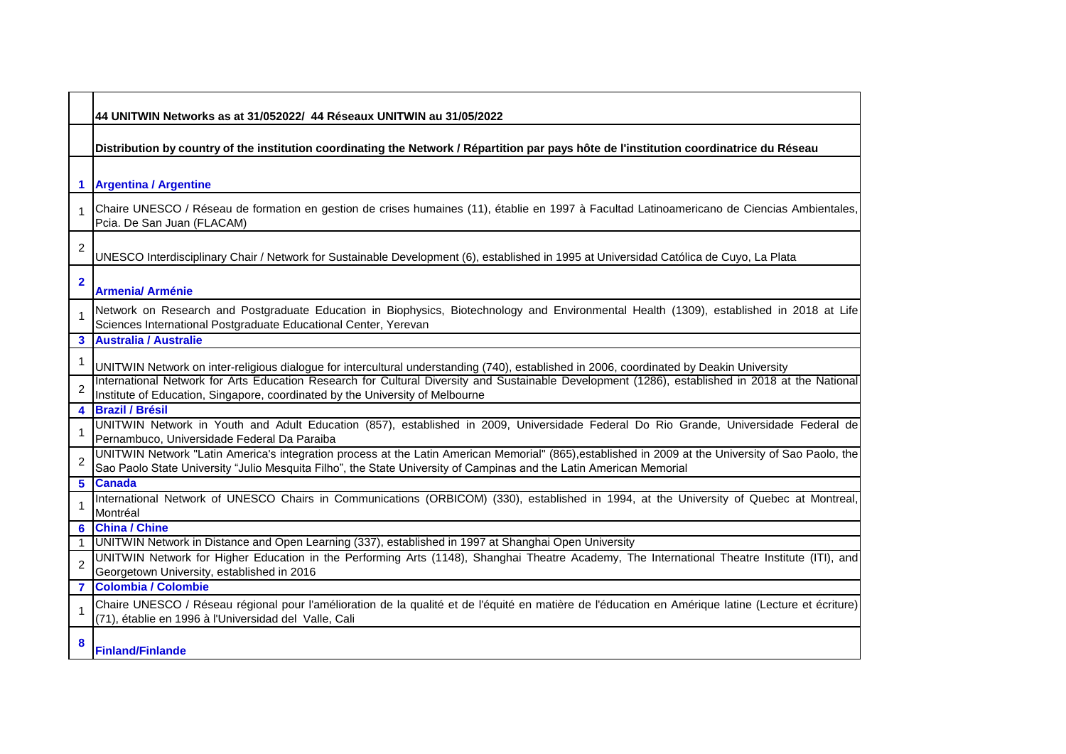| | |
|---|---|
| | **44 UNITWIN Networks as at 31/052022/ 44 Réseaux UNITWIN au 31/05/2022** |
| | **Distribution by country of the institution coordinating the Network / Répartition par pays hôte de l'institution coordinatrice du Réseau** |
| **1** | **Argentina / Argentine** |
| 1 | Chaire UNESCO / Réseau de formation en gestion de crises humaines (11), établie en 1997 à Facultad Latinoamericano de Ciencias Ambientales, Pcia. De San Juan (FLACAM) |
| 2 | UNESCO Interdisciplinary Chair / Network for Sustainable Development (6), established in 1995 at Universidad Católica de Cuyo, La Plata |
| **2** | **Armenia/ Arménie** |
| 1 | Network on Research and Postgraduate Education in Biophysics, Biotechnology and Environmental Health (1309), established in 2018 at Life Sciences International Postgraduate Educational Center, Yerevan |
| **3** | **Australia / Australie** |
| 1 | UNITWIN Network on inter-religious dialogue for intercultural understanding (740), established in 2006, coordinated by Deakin University |
| 2 | International Network for Arts Education Research for Cultural Diversity and Sustainable Development (1286), established in 2018 at the National Institute of Education, Singapore, coordinated by the University of Melbourne |
| **4** | **Brazil / Brésil** |
| 1 | UNITWIN Network in Youth and Adult Education (857), established in 2009, Universidade Federal Do Rio Grande, Universidade Federal de Pernambuco, Universidade Federal Da Paraiba |
| 2 | UNITWIN Network "Latin America's integration process at the Latin American Memorial" (865),established in 2009 at the University of Sao Paolo, the Sao Paolo State University "Julio Mesquita Filho", the State University of Campinas and the Latin American Memorial |
| **5** | **Canada** |
| 1 | International Network of UNESCO Chairs in Communications (ORBICOM) (330), established in 1994, at the University of Quebec at Montreal, Montréal |
| **6** | **China / Chine** |
| 1 | UNITWIN Network in Distance and Open Learning (337), established in 1997 at Shanghai Open University |
| 2 | UNITWIN Network for Higher Education in the Performing Arts (1148), Shanghai Theatre Academy, The International Theatre Institute (ITI), and Georgetown University, established in 2016 |
| **7** | **Colombia / Colombie** |
| 1 | Chaire UNESCO / Réseau régional pour l'amélioration de la qualité et de l'équité en matière de l'éducation en Amérique latine (Lecture et écriture) (71), établie en 1996 à l'Universidad del Valle, Cali |
| **8** | **Finland/Finlande** |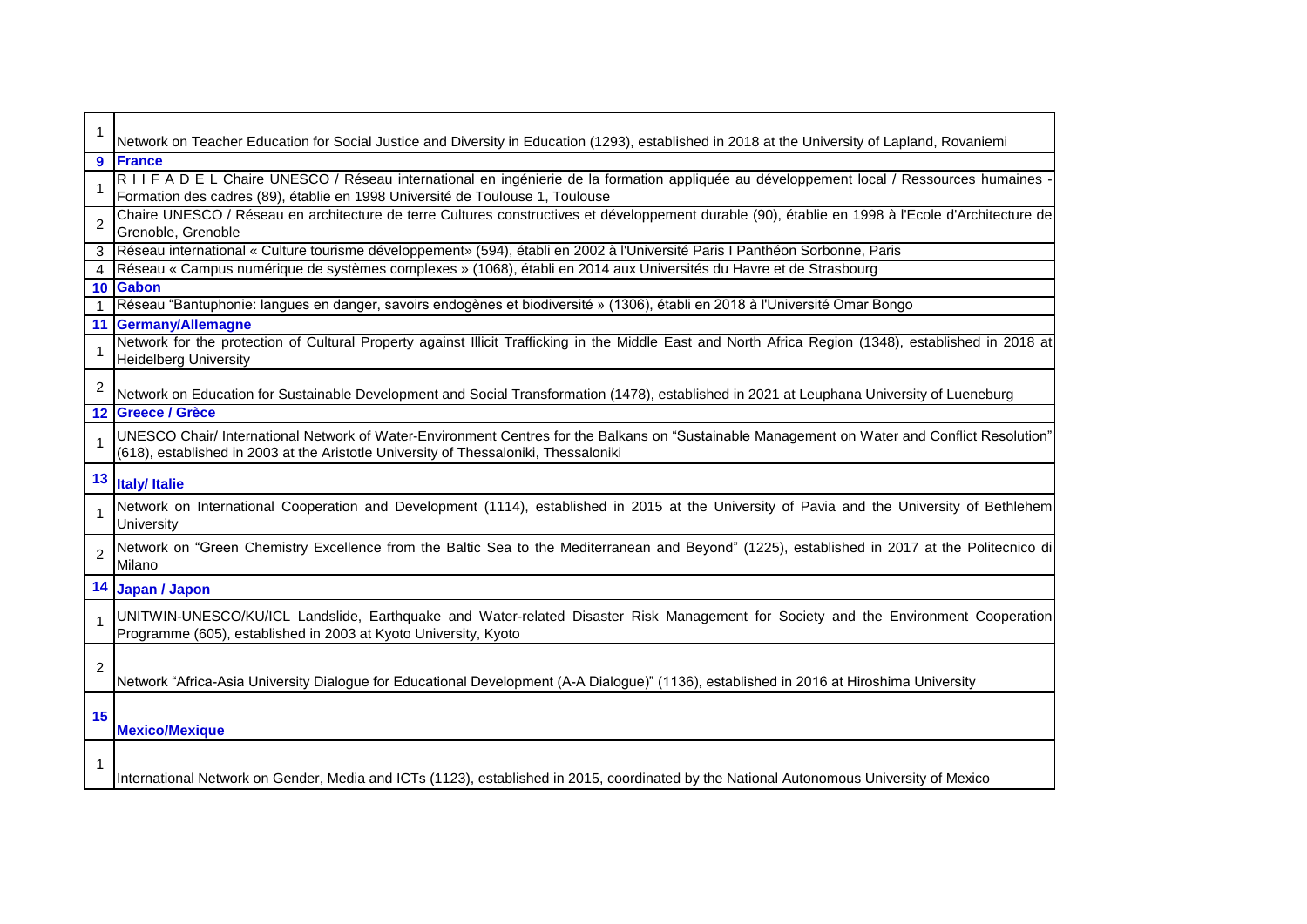| | |
|---|---|
| 1 | Network on Teacher Education for Social Justice and Diversity in Education (1293), established in 2018 at the University of Lapland, Rovaniemi |
| **9** | **France** |
| 1 | R I I F A D E L Chaire UNESCO / Réseau international en ingénierie de la formation appliquée au développement local / Ressources humaines - Formation des cadres (89), établie en 1998 Université de Toulouse 1, Toulouse |
| 2 | Chaire UNESCO / Réseau en architecture de terre Cultures constructives et développement durable (90), établie en 1998 à l'Ecole d'Architecture de Grenoble, Grenoble |
| 3 | Réseau international « Culture tourisme développement» (594), établi en 2002 à l'Université Paris I Panthéon Sorbonne, Paris |
| 4 | Réseau « Campus numérique de systèmes complexes » (1068), établi en 2014 aux Universités du Havre et de Strasbourg |
| **10** | **Gabon** |
| 1 | Réseau "Bantuphonie: langues en danger, savoirs endogènes et biodiversité » (1306), établi en 2018 à l'Université Omar Bongo |
| **11** | **Germany/Allemagne** |
| 1 | Network for the protection of Cultural Property against Illicit Trafficking in the Middle East and North Africa Region (1348), established in 2018 at Heidelberg University |
| 2 | Network on Education for Sustainable Development and Social Transformation (1478), established in 2021 at Leuphana University of Lueneburg |
| **12** | **Greece / Grèce** |
| 1 | UNESCO Chair/ International Network of Water-Environment Centres for the Balkans on "Sustainable Management on Water and Conflict Resolution" (618), established in 2003 at the Aristotle University of Thessaloniki, Thessaloniki |
| **13** | **Italy/ Italie** |
| 1 | Network on International Cooperation and Development (1114), established in 2015 at the University of Pavia and the University of Bethlehem University |
| 2 | Network on "Green Chemistry Excellence from the Baltic Sea to the Mediterranean and Beyond" (1225), established in 2017 at the Politecnico di Milano |
| **14** | **Japan / Japon** |
| 1 | UNITWIN-UNESCO/KU/ICL Landslide, Earthquake and Water-related Disaster Risk Management for Society and the Environment Cooperation Programme (605), established in 2003 at Kyoto University, Kyoto |
| 2 | Network "Africa-Asia University Dialogue for Educational Development (A-A Dialogue)" (1136), established in 2016 at Hiroshima University |
| **15** | **Mexico/Mexique** |
| 1 | International Network on Gender, Media and ICTs (1123), established in 2015, coordinated by the National Autonomous University of Mexico |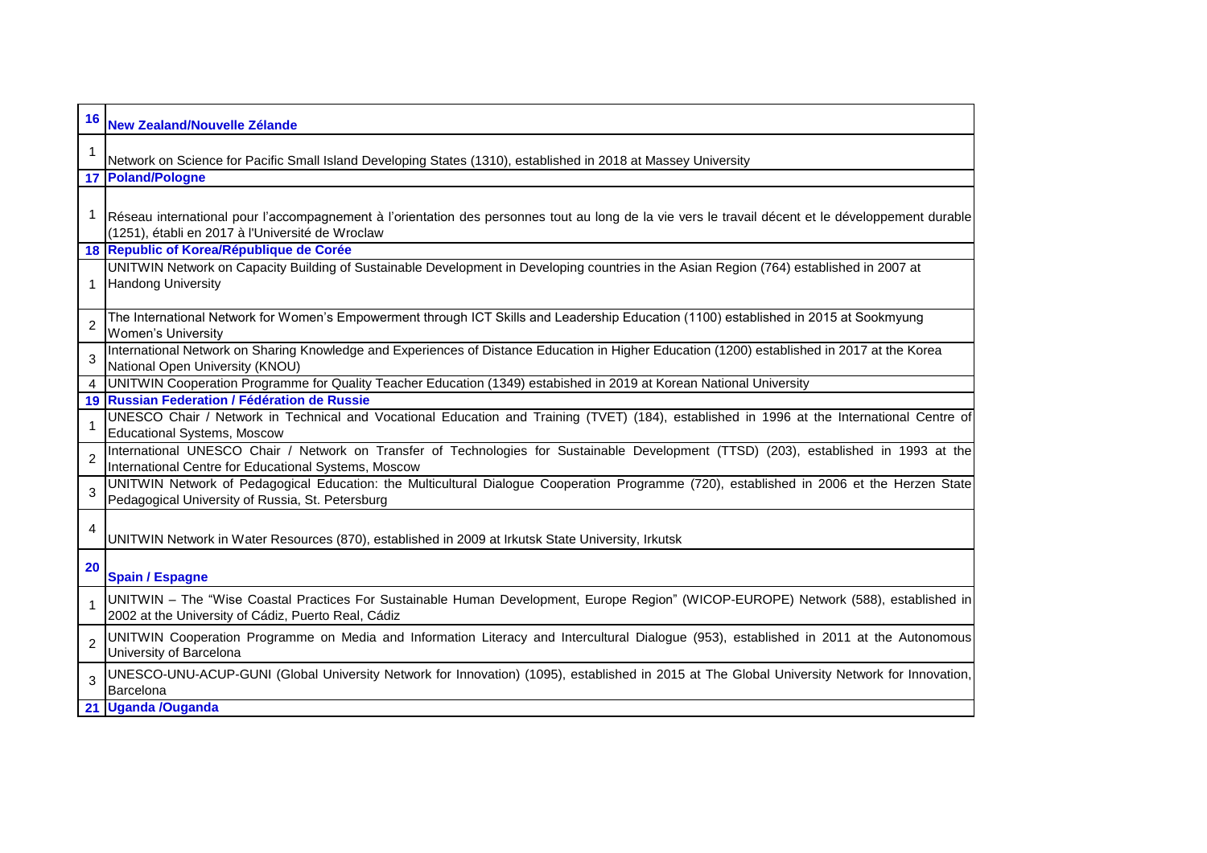| | |
|---|---|
| **16** | **New Zealand/Nouvelle Zélande** |
| 1 | Network on Science for Pacific Small Island Developing States (1310), established in 2018 at Massey University |
| **17** | **Poland/Pologne** |
| 1 | Réseau international pour l'accompagnement à l'orientation des personnes tout au long de la vie vers le travail décent et le développement durable (1251), établi en 2017 à l'Université de Wroclaw |
| **18** | **Republic of Korea/République de Corée** |
| 1 | UNITWIN Network on Capacity Building of Sustainable Development in Developing countries in the Asian Region (764) established in 2007 at Handong University |
| 2 | The International Network for Women's Empowerment through ICT Skills and Leadership Education (1100) established in 2015 at Sookmyung Women's University |
| 3 | International Network on Sharing Knowledge and Experiences of Distance Education in Higher Education (1200) established in 2017 at the Korea National Open University (KNOU) |
| 4 | UNITWIN Cooperation Programme for Quality Teacher Education (1349) estabished in 2019 at Korean National University |
| **19** | **Russian Federation / Fédération de Russie** |
| 1 | UNESCO Chair / Network in Technical and Vocational Education and Training (TVET) (184), established in 1996 at the International Centre of Educational Systems, Moscow |
| 2 | International UNESCO Chair / Network on Transfer of Technologies for Sustainable Development (TTSD) (203), established in 1993 at the International Centre for Educational Systems, Moscow |
| 3 | UNITWIN Network of Pedagogical Education: the Multicultural Dialogue Cooperation Programme (720), established in 2006 et the Herzen State Pedagogical University of Russia, St. Petersburg |
| 4 | UNITWIN Network in Water Resources (870), established in 2009 at Irkutsk State University, Irkutsk |
| **20** | **Spain / Espagne** |
| 1 | UNITWIN – The "Wise Coastal Practices For Sustainable Human Development, Europe Region" (WICOP-EUROPE) Network (588), established in 2002 at the University of Cádiz, Puerto Real, Cádiz |
| 2 | UNITWIN Cooperation Programme on Media and Information Literacy and Intercultural Dialogue (953), established in 2011 at the Autonomous University of Barcelona |
| 3 | UNESCO-UNU-ACUP-GUNI (Global University Network for Innovation) (1095), established in 2015 at The Global University Network for Innovation, Barcelona |
| **21** | **Uganda /Ouganda** |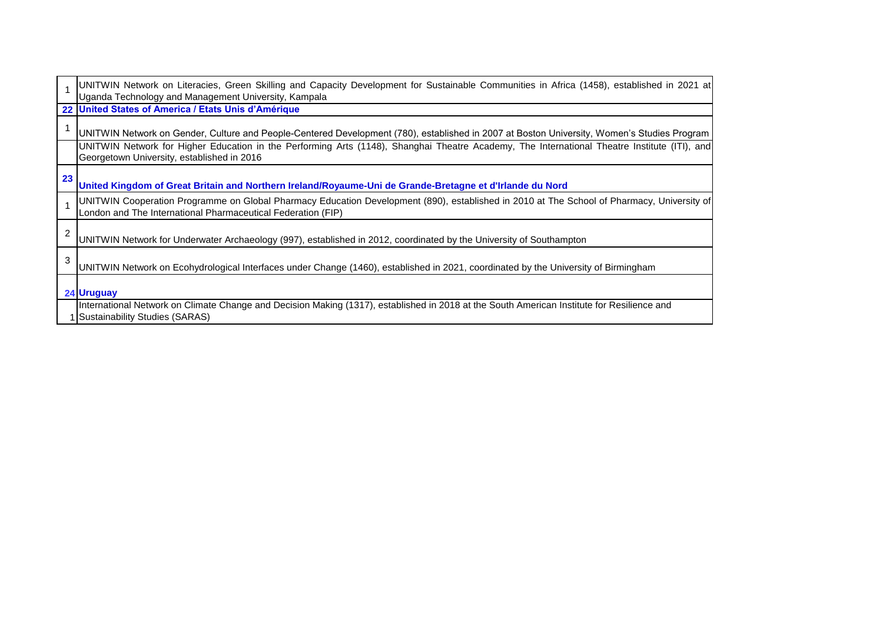| | |
|---|---|
| 1 | UNITWIN Network on Literacies, Green Skilling and Capacity Development for Sustainable Communities in Africa (1458), established in 2021 at Uganda Technology and Management University, Kampala |
| **22** | **United States of America / Etats Unis d'Amérique** |
| 1 | UNITWIN Network on Gender, Culture and People-Centered Development (780), established in 2007 at Boston University, Women's Studies Program |
| | UNITWIN Network for Higher Education in the Performing Arts (1148), Shanghai Theatre Academy, The International Theatre Institute (ITI), and Georgetown University, established in 2016 |
| **23** | **United Kingdom of Great Britain and Northern Ireland/Royaume-Uni de Grande-Bretagne et d'Irlande du Nord** |
| 1 | UNITWIN Cooperation Programme on Global Pharmacy Education Development (890), established in 2010 at The School of Pharmacy, University of London and The International Pharmaceutical Federation (FIP) |
| 2 | UNITWIN Network for Underwater Archaeology (997), established in 2012, coordinated by the University of Southampton |
| 3 | UNITWIN Network on Ecohydrological Interfaces under Change (1460), established in 2021, coordinated by the University of Birmingham |
| **24** | **Uruguay** |
| 1 | International Network on Climate Change and Decision Making (1317), established in 2018 at the South American Institute for Resilience and Sustainability Studies (SARAS) |